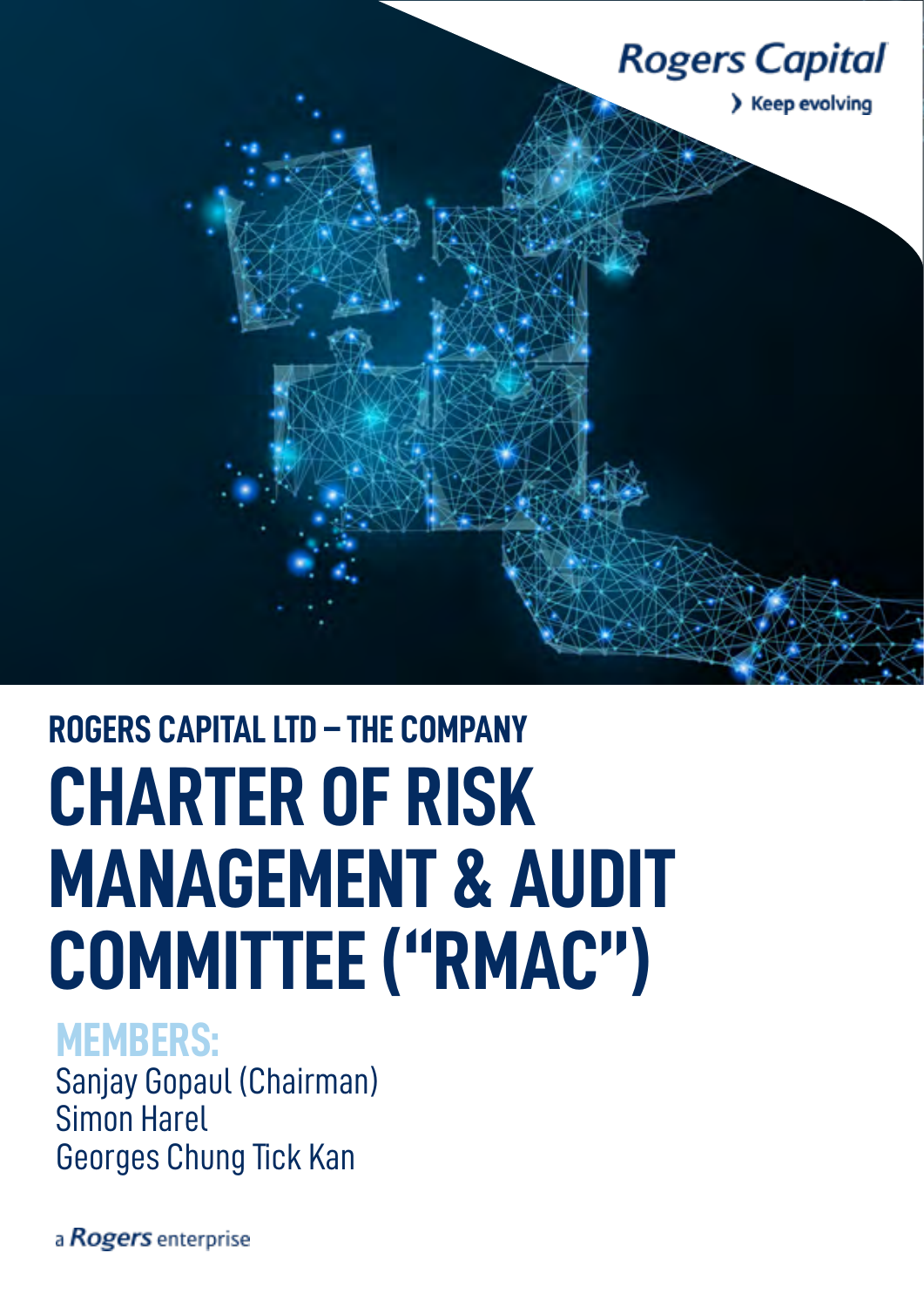Rogers Capital

› Keep evolving

## ROGERS CAPITAL LTD – THE COMPANY

# CHARTER OF RISK MANAGEMENT & AUDIT COMMITTEE (“RMAC”)

### MEMBERS:

Sanjay Gopaul (Chairman)
Simon Harel
Georges Chung Tick Kan

a Rogers enterprise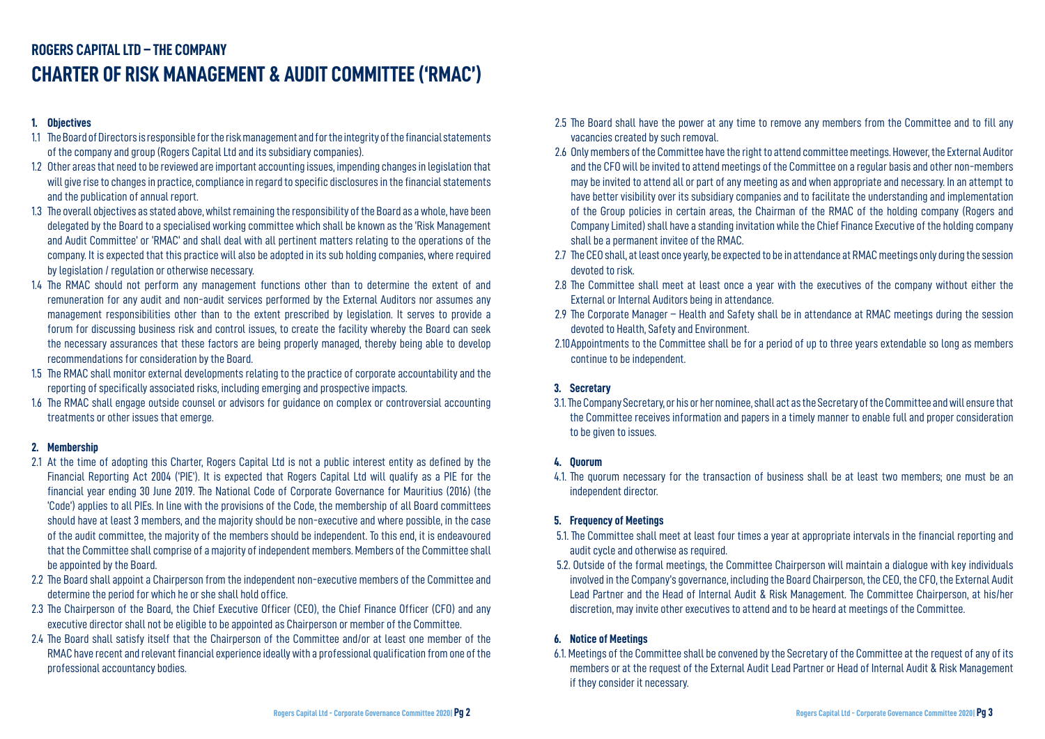# ROGERS CAPITAL LTD – THE COMPANY

# CHARTER OF RISK MANAGEMENT & AUDIT COMMITTEE ('RMAC')

**1. Objectives**

1.1 The Board of Directors is responsible for the risk management and for the integrity of the financial statements of the company and group (Rogers Capital Ltd and its subsidiary companies).

1.2 Other areas that need to be reviewed are important accounting issues, impending changes in legislation that will give rise to changes in practice, compliance in regard to specific disclosures in the financial statements and the publication of annual report.

1.3 The overall objectives as stated above, whilst remaining the responsibility of the Board as a whole, have been delegated by the Board to a specialised working committee which shall be known as the 'Risk Management and Audit Committee' or 'RMAC' and shall deal with all pertinent matters relating to the operations of the company. It is expected that this practice will also be adopted in its sub holding companies, where required by legislation / regulation or otherwise necessary.

1.4 The RMAC should not perform any management functions other than to determine the extent of and remuneration for any audit and non-audit services performed by the External Auditors nor assumes any management responsibilities other than to the extent prescribed by legislation. It serves to provide a forum for discussing business risk and control issues, to create the facility whereby the Board can seek the necessary assurances that these factors are being properly managed, thereby being able to develop recommendations for consideration by the Board.

1.5 The RMAC shall monitor external developments relating to the practice of corporate accountability and the reporting of specifically associated risks, including emerging and prospective impacts.

1.6 The RMAC shall engage outside counsel or advisors for guidance on complex or controversial accounting treatments or other issues that emerge.

**2. Membership**

2.1 At the time of adopting this Charter, Rogers Capital Ltd is not a public interest entity as defined by the Financial Reporting Act 2004 ('PIE'). It is expected that Rogers Capital Ltd will qualify as a PIE for the financial year ending 30 June 2019. The National Code of Corporate Governance for Mauritius (2016) (the 'Code') applies to all PIEs. In line with the provisions of the Code, the membership of all Board committees should have at least 3 members, and the majority should be non-executive and where possible, in the case of the audit committee, the majority of the members should be independent. To this end, it is endeavoured that the Committee shall comprise of a majority of independent members. Members of the Committee shall be appointed by the Board.

2.2 The Board shall appoint a Chairperson from the independent non-executive members of the Committee and determine the period for which he or she shall hold office.

2.3 The Chairperson of the Board, the Chief Executive Officer (CEO), the Chief Finance Officer (CFO) and any executive director shall not be eligible to be appointed as Chairperson or member of the Committee.

2.4 The Board shall satisfy itself that the Chairperson of the Committee and/or at least one member of the RMAC have recent and relevant financial experience ideally with a professional qualification from one of the professional accountancy bodies.

2.5 The Board shall have the power at any time to remove any members from the Committee and to fill any vacancies created by such removal.

2.6 Only members of the Committee have the right to attend committee meetings. However, the External Auditor and the CFO will be invited to attend meetings of the Committee on a regular basis and other non-members may be invited to attend all or part of any meeting as and when appropriate and necessary. In an attempt to have better visibility over its subsidiary companies and to facilitate the understanding and implementation of the Group policies in certain areas, the Chairman of the RMAC of the holding company (Rogers and Company Limited) shall have a standing invitation while the Chief Finance Executive of the holding company shall be a permanent invitee of the RMAC.

2.7 The CEO shall, at least once yearly, be expected to be in attendance at RMAC meetings only during the session devoted to risk.

2.8 The Committee shall meet at least once a year with the executives of the company without either the External or Internal Auditors being in attendance.

2.9 The Corporate Manager – Health and Safety shall be in attendance at RMAC meetings during the session devoted to Health, Safety and Environment.

2.10 Appointments to the Committee shall be for a period of up to three years extendable so long as members continue to be independent.

**3. Secretary**

3.1. The Company Secretary, or his or her nominee, shall act as the Secretary of the Committee and will ensure that the Committee receives information and papers in a timely manner to enable full and proper consideration to be given to issues.

**4. Quorum**

4.1. The quorum necessary for the transaction of business shall be at least two members; one must be an independent director.

**5. Frequency of Meetings**

5.1. The Committee shall meet at least four times a year at appropriate intervals in the financial reporting and audit cycle and otherwise as required.

5.2. Outside of the formal meetings, the Committee Chairperson will maintain a dialogue with key individuals involved in the Company's governance, including the Board Chairperson, the CEO, the CFO, the External Audit Lead Partner and the Head of Internal Audit & Risk Management. The Committee Chairperson, at his/her discretion, may invite other executives to attend and to be heard at meetings of the Committee.

**6. Notice of Meetings**

6.1. Meetings of the Committee shall be convened by the Secretary of the Committee at the request of any of its members or at the request of the External Audit Lead Partner or Head of Internal Audit & Risk Management if they consider it necessary.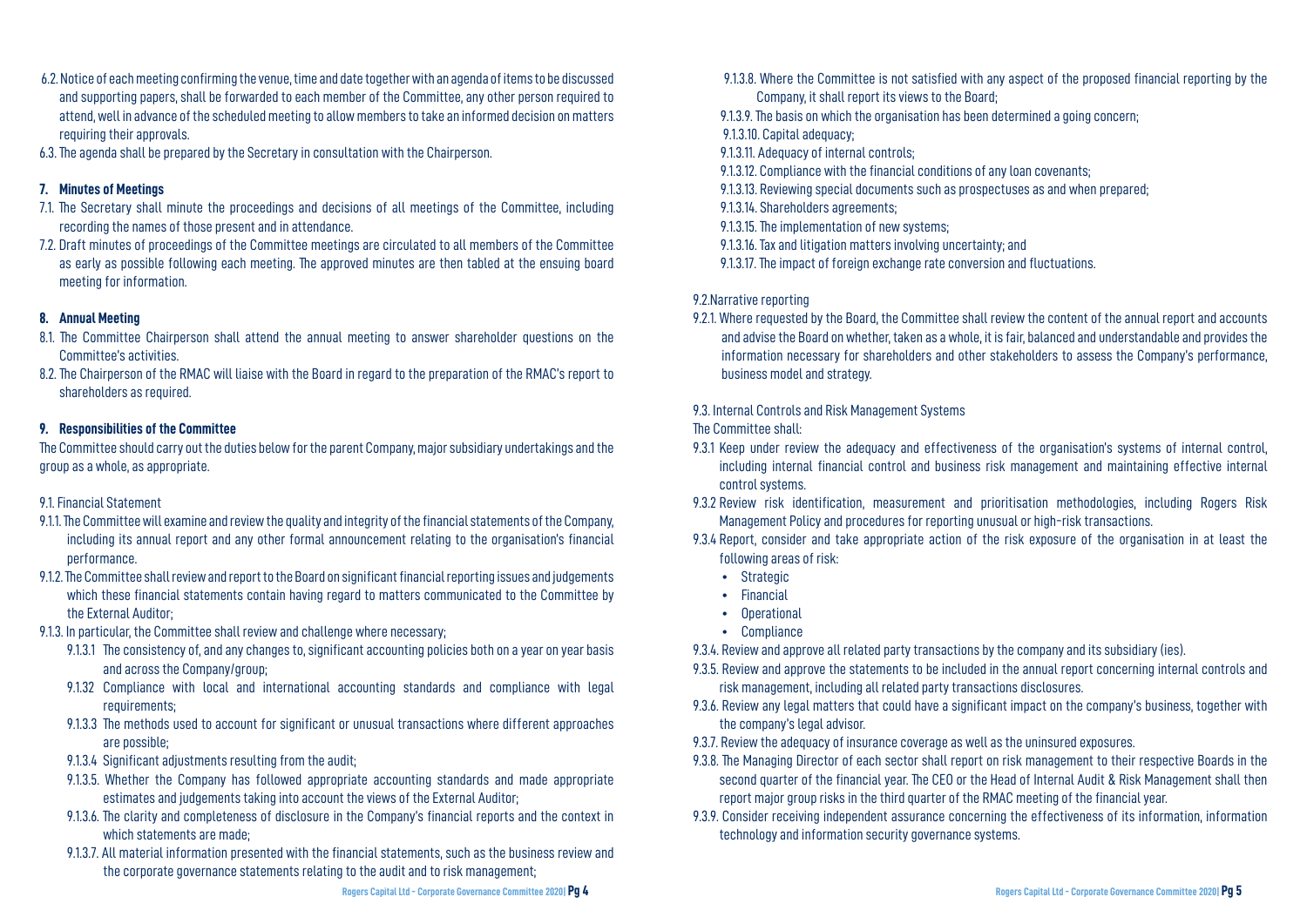6.2. Notice of each meeting confirming the venue, time and date together with an agenda of items to be discussed and supporting papers, shall be forwarded to each member of the Committee, any other person required to attend, well in advance of the scheduled meeting to allow members to take an informed decision on matters requiring their approvals.

6.3. The agenda shall be prepared by the Secretary in consultation with the Chairperson.

**7. Minutes of Meetings**

7.1. The Secretary shall minute the proceedings and decisions of all meetings of the Committee, including recording the names of those present and in attendance.

7.2. Draft minutes of proceedings of the Committee meetings are circulated to all members of the Committee as early as possible following each meeting. The approved minutes are then tabled at the ensuing board meeting for information.

**8. Annual Meeting**

8.1. The Committee Chairperson shall attend the annual meeting to answer shareholder questions on the Committee's activities.

8.2. The Chairperson of the RMAC will liaise with the Board in regard to the preparation of the RMAC's report to shareholders as required.

**9. Responsibilities of the Committee**

The Committee should carry out the duties below for the parent Company, major subsidiary undertakings and the group as a whole, as appropriate.

9.1. Financial Statement

9.1.1. The Committee will examine and review the quality and integrity of the financial statements of the Company, including its annual report and any other formal announcement relating to the organisation's financial performance.

9.1.2. The Committee shall review and report to the Board on significant financial reporting issues and judgements which these financial statements contain having regard to matters communicated to the Committee by the External Auditor;

9.1.3. In particular, the Committee shall review and challenge where necessary;

- 9.1.3.1 The consistency of, and any changes to, significant accounting policies both on a year on year basis and across the Company/group;
- 9.1.32 Compliance with local and international accounting standards and compliance with legal requirements;
- 9.1.3.3 The methods used to account for significant or unusual transactions where different approaches are possible;
- 9.1.3.4 Significant adjustments resulting from the audit;
- 9.1.3.5. Whether the Company has followed appropriate accounting standards and made appropriate estimates and judgements taking into account the views of the External Auditor;
- 9.1.3.6. The clarity and completeness of disclosure in the Company's financial reports and the context in which statements are made;
- 9.1.3.7. All material information presented with the financial statements, such as the business review and the corporate governance statements relating to the audit and to risk management;
- 9.1.3.8. Where the Committee is not satisfied with any aspect of the proposed financial reporting by the Company, it shall report its views to the Board;
- 9.1.3.9. The basis on which the organisation has been determined a going concern;
- 9.1.3.10. Capital adequacy;
- 9.1.3.11. Adequacy of internal controls;
- 9.1.3.12. Compliance with the financial conditions of any loan covenants;
- 9.1.3.13. Reviewing special documents such as prospectuses as and when prepared;
- 9.1.3.14. Shareholders agreements;
- 9.1.3.15. The implementation of new systems;
- 9.1.3.16. Tax and litigation matters involving uncertainty; and
- 9.1.3.17. The impact of foreign exchange rate conversion and fluctuations.

9.2.Narrative reporting

9.2.1. Where requested by the Board, the Committee shall review the content of the annual report and accounts and advise the Board on whether, taken as a whole, it is fair, balanced and understandable and provides the information necessary for shareholders and other stakeholders to assess the Company's performance, business model and strategy.

9.3. Internal Controls and Risk Management Systems

The Committee shall:

9.3.1 Keep under review the adequacy and effectiveness of the organisation's systems of internal control, including internal financial control and business risk management and maintaining effective internal control systems.

9.3.2 Review risk identification, measurement and prioritisation methodologies, including Rogers Risk Management Policy and procedures for reporting unusual or high-risk transactions.

9.3.4 Report, consider and take appropriate action of the risk exposure of the organisation in at least the following areas of risk:

- Strategic
- Financial
- Operational
- Compliance

9.3.4. Review and approve all related party transactions by the company and its subsidiary (ies).

9.3.5. Review and approve the statements to be included in the annual report concerning internal controls and risk management, including all related party transactions disclosures.

9.3.6. Review any legal matters that could have a significant impact on the company's business, together with the company's legal advisor.

9.3.7. Review the adequacy of insurance coverage as well as the uninsured exposures.

9.3.8. The Managing Director of each sector shall report on risk management to their respective Boards in the second quarter of the financial year. The CEO or the Head of Internal Audit & Risk Management shall then report major group risks in the third quarter of the RMAC meeting of the financial year.

9.3.9. Consider receiving independent assurance concerning the effectiveness of its information, information technology and information security governance systems.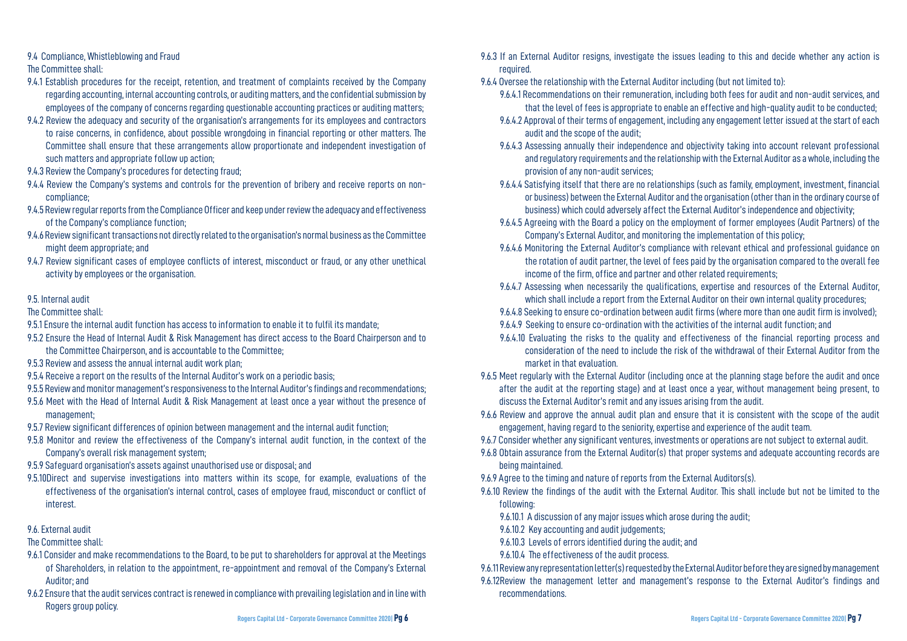### 9.4 Compliance, Whistleblowing and Fraud

The Committee shall:

- 9.4.1 Establish procedures for the receipt, retention, and treatment of complaints received by the Company regarding accounting, internal accounting controls, or auditing matters, and the confidential submission by employees of the company of concerns regarding questionable accounting practices or auditing matters;
- 9.4.2 Review the adequacy and security of the organisation's arrangements for its employees and contractors to raise concerns, in confidence, about possible wrongdoing in financial reporting or other matters. The Committee shall ensure that these arrangements allow proportionate and independent investigation of such matters and appropriate follow up action;
- 9.4.3 Review the Company's procedures for detecting fraud;
- 9.4.4 Review the Company's systems and controls for the prevention of bribery and receive reports on non-compliance;
- 9.4.5 Review regular reports from the Compliance Officer and keep under review the adequacy and effectiveness of the Company's compliance function;
- 9.4.6 Review significant transactions not directly related to the organisation's normal business as the Committee might deem appropriate; and
- 9.4.7 Review significant cases of employee conflicts of interest, misconduct or fraud, or any other unethical activity by employees or the organisation.

### 9.5. Internal audit

The Committee shall:

- 9.5.1 Ensure the internal audit function has access to information to enable it to fulfil its mandate;
- 9.5.2 Ensure the Head of Internal Audit & Risk Management has direct access to the Board Chairperson and to the Committee Chairperson, and is accountable to the Committee;
- 9.5.3 Review and assess the annual internal audit work plan;
- 9.5.4 Receive a report on the results of the Internal Auditor's work on a periodic basis;
- 9.5.5 Review and monitor management's responsiveness to the Internal Auditor's findings and recommendations;
- 9.5.6 Meet with the Head of Internal Audit & Risk Management at least once a year without the presence of management;
- 9.5.7 Review significant differences of opinion between management and the internal audit function;
- 9.5.8 Monitor and review the effectiveness of the Company's internal audit function, in the context of the Company's overall risk management system;
- 9.5.9 Safeguard organisation's assets against unauthorised use or disposal; and
- 9.5.10 Direct and supervise investigations into matters within its scope, for example, evaluations of the effectiveness of the organisation's internal control, cases of employee fraud, misconduct or conflict of interest.

### 9.6. External audit

The Committee shall:

- 9.6.1 Consider and make recommendations to the Board, to be put to shareholders for approval at the Meetings of Shareholders, in relation to the appointment, re-appointment and removal of the Company's External Auditor; and
- 9.6.2 Ensure that the audit services contract is renewed in compliance with prevailing legislation and in line with Rogers group policy.
- 9.6.3 If an External Auditor resigns, investigate the issues leading to this and decide whether any action is required.
- 9.6.4 Oversee the relationship with the External Auditor including (but not limited to):
  - 9.6.4.1 Recommendations on their remuneration, including both fees for audit and non-audit services, and that the level of fees is appropriate to enable an effective and high-quality audit to be conducted;
  - 9.6.4.2 Approval of their terms of engagement, including any engagement letter issued at the start of each audit and the scope of the audit;
  - 9.6.4.3 Assessing annually their independence and objectivity taking into account relevant professional and regulatory requirements and the relationship with the External Auditor as a whole, including the provision of any non-audit services;
  - 9.6.4.4 Satisfying itself that there are no relationships (such as family, employment, investment, financial or business) between the External Auditor and the organisation (other than in the ordinary course of business) which could adversely affect the External Auditor's independence and objectivity;
  - 9.6.4.5 Agreeing with the Board a policy on the employment of former employees (Audit Partners) of the Company's External Auditor, and monitoring the implementation of this policy;
  - 9.6.4.6 Monitoring the External Auditor's compliance with relevant ethical and professional guidance on the rotation of audit partner, the level of fees paid by the organisation compared to the overall fee income of the firm, office and partner and other related requirements;
  - 9.6.4.7 Assessing when necessarily the qualifications, expertise and resources of the External Auditor, which shall include a report from the External Auditor on their own internal quality procedures;
  - 9.6.4.8 Seeking to ensure co-ordination between audit firms (where more than one audit firm is involved);
  - 9.6.4.9 Seeking to ensure co-ordination with the activities of the internal audit function; and
  - 9.6.4.10 Evaluating the risks to the quality and effectiveness of the financial reporting process and consideration of the need to include the risk of the withdrawal of their External Auditor from the market in that evaluation.
- 9.6.5 Meet regularly with the External Auditor (including once at the planning stage before the audit and once after the audit at the reporting stage) and at least once a year, without management being present, to discuss the External Auditor's remit and any issues arising from the audit.
- 9.6.6 Review and approve the annual audit plan and ensure that it is consistent with the scope of the audit engagement, having regard to the seniority, expertise and experience of the audit team.
- 9.6.7 Consider whether any significant ventures, investments or operations are not subject to external audit.
- 9.6.8 Obtain assurance from the External Auditor(s) that proper systems and adequate accounting records are being maintained.
- 9.6.9 Agree to the timing and nature of reports from the External Auditors(s).
- 9.6.10 Review the findings of the audit with the External Auditor. This shall include but not be limited to the following:
  - 9.6.10.1 A discussion of any major issues which arose during the audit;
  - 9.6.10.2 Key accounting and audit judgements;
  - 9.6.10.3 Levels of errors identified during the audit; and
  - 9.6.10.4 The effectiveness of the audit process.
- 9.6.11 Review any representation letter(s) requested by the External Auditor before they are signed by management
- 9.6.12 Review the management letter and management's response to the External Auditor's findings and recommendations.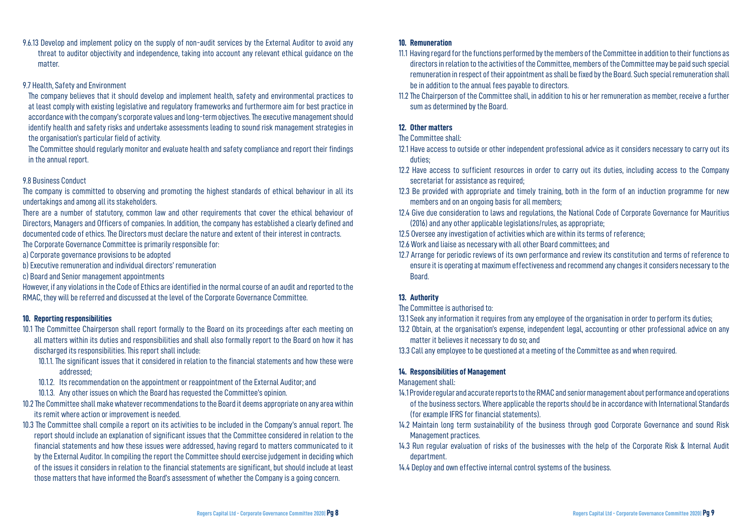9.6.13 Develop and implement policy on the supply of non-audit services by the External Auditor to avoid any threat to auditor objectivity and independence, taking into account any relevant ethical guidance on the matter.

9.7 Health, Safety and Environment

The company believes that it should develop and implement health, safety and environmental practices to at least comply with existing legislative and regulatory frameworks and furthermore aim for best practice in accordance with the company's corporate values and long-term objectives. The executive management should identify health and safety risks and undertake assessments leading to sound risk management strategies in the organisation's particular field of activity.

The Committee should regularly monitor and evaluate health and safety compliance and report their findings in the annual report.

9.8 Business Conduct

The company is committed to observing and promoting the highest standards of ethical behaviour in all its undertakings and among all its stakeholders.

There are a number of statutory, common law and other requirements that cover the ethical behaviour of Directors, Managers and Officers of companies. In addition, the company has established a clearly defined and documented code of ethics. The Directors must declare the nature and extent of their interest in contracts.

The Corporate Governance Committee is primarily responsible for:

a) Corporate governance provisions to be adopted

b) Executive remuneration and individual directors' remuneration

c) Board and Senior management appointments

However, if any violations in the Code of Ethics are identified in the normal course of an audit and reported to the RMAC, they will be referred and discussed at the level of the Corporate Governance Committee.

**10. Reporting responsibilities**

10.1 The Committee Chairperson shall report formally to the Board on its proceedings after each meeting on all matters within its duties and responsibilities and shall also formally report to the Board on how it has discharged its responsibilities. This report shall include:

10.1.1. The significant issues that it considered in relation to the financial statements and how these were addressed;

10.1.2. Its recommendation on the appointment or reappointment of the External Auditor; and

10.1.3. Any other issues on which the Board has requested the Committee's opinion.

10.2 The Committee shall make whatever recommendations to the Board it deems appropriate on any area within its remit where action or improvement is needed.

10.3 The Committee shall compile a report on its activities to be included in the Company's annual report. The report should include an explanation of significant issues that the Committee considered in relation to the financial statements and how these issues were addressed, having regard to matters communicated to it by the External Auditor. In compiling the report the Committee should exercise judgement in deciding which of the issues it considers in relation to the financial statements are significant, but should include at least those matters that have informed the Board's assessment of whether the Company is a going concern.

**10. Remuneration**

11.1 Having regard for the functions performed by the members of the Committee in addition to their functions as directors in relation to the activities of the Committee, members of the Committee may be paid such special remuneration in respect of their appointment as shall be fixed by the Board. Such special remuneration shall be in addition to the annual fees payable to directors.

11.2 The Chairperson of the Committee shall, in addition to his or her remuneration as member, receive a further sum as determined by the Board.

**12. Other matters**

The Committee shall:

12.1 Have access to outside or other independent professional advice as it considers necessary to carry out its duties;

12.2 Have access to sufficient resources in order to carry out its duties, including access to the Company secretariat for assistance as required;

12.3 Be provided with appropriate and timely training, both in the form of an induction programme for new members and on an ongoing basis for all members;

12.4 Give due consideration to laws and regulations, the National Code of Corporate Governance for Mauritius (2016) and any other applicable legislations/rules, as appropriate;

12.5 Oversee any investigation of activities which are within its terms of reference;

12.6 Work and liaise as necessary with all other Board committees; and

12.7 Arrange for periodic reviews of its own performance and review its constitution and terms of reference to ensure it is operating at maximum effectiveness and recommend any changes it considers necessary to the Board.

**13. Authority**

The Committee is authorised to:

13.1 Seek any information it requires from any employee of the organisation in order to perform its duties;

13.2 Obtain, at the organisation's expense, independent legal, accounting or other professional advice on any matter it believes it necessary to do so; and

13.3 Call any employee to be questioned at a meeting of the Committee as and when required.

**14. Responsibilities of Management**

Management shall:

14.1 Provide regular and accurate reports to the RMAC and senior management about performance and operations of the business sectors. Where applicable the reports should be in accordance with International Standards (for example IFRS for financial statements).

14.2 Maintain long term sustainability of the business through good Corporate Governance and sound Risk Management practices.

14.3 Run regular evaluation of risks of the businesses with the help of the Corporate Risk & Internal Audit department.

14.4 Deploy and own effective internal control systems of the business.